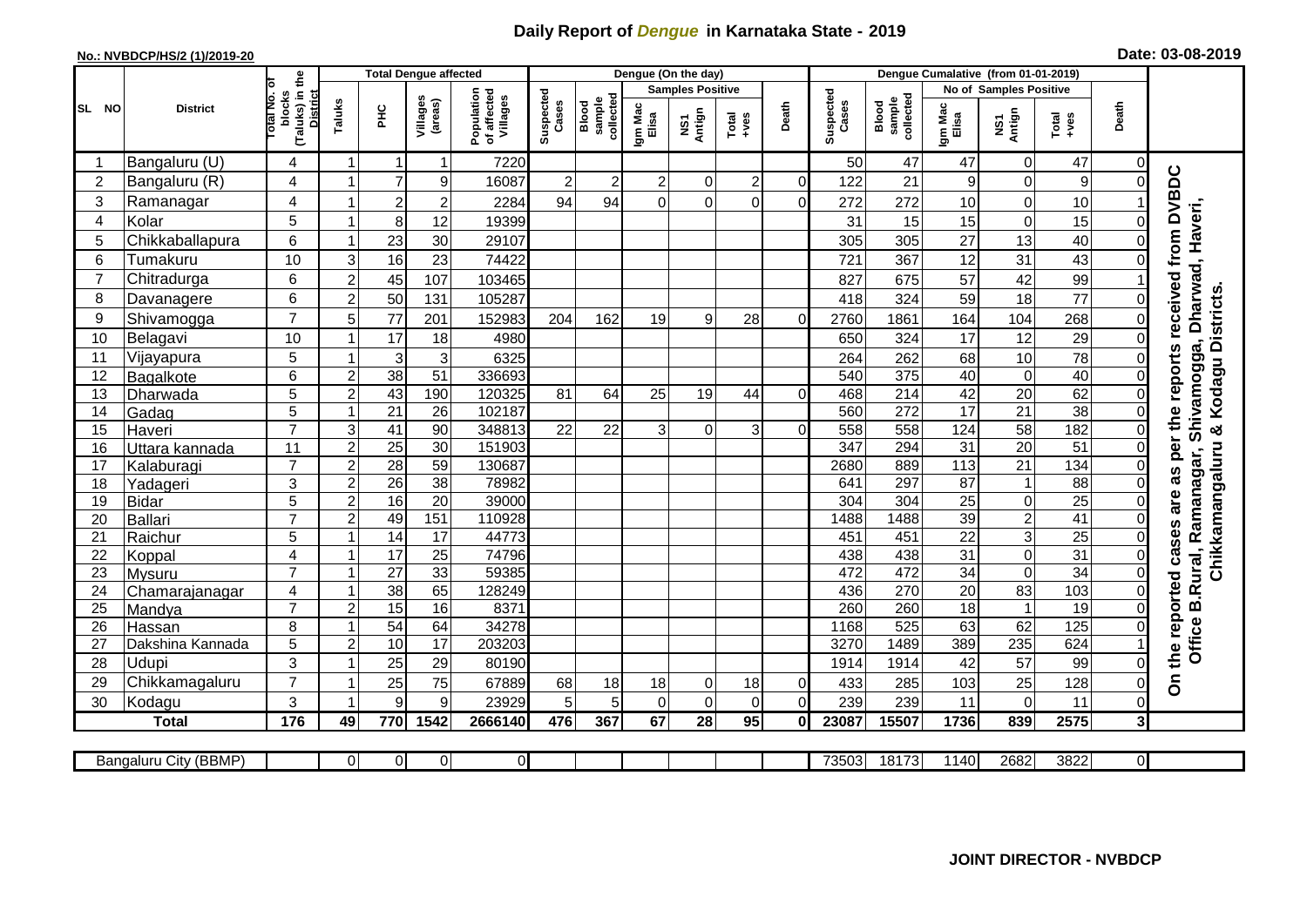# Daily Report of *Dengue* in Karnataka State - 2019

**No.: NVBDCP/HS/2 (1)/2019-20**

**Date: 03-08-2019**

| SL NO | District | Total No. of blocks (Taluks) in the District | Total Dengue affected | | | | Dengue (On the day) | | | | | | | Dengue Cumalative (from 01-01-2019) | | | | | | | |
|---|---|---|---|---|---|---|---|---|---|---|---|---|---|---|---|---|---|---|---|---|
| | | | Taluks | PHC | Villages (areas) | Population of affected Villages | Suspected Cases | Blood sample collected | Samples Positive | | | Death | Suspected Cases | Blood sample collected | No of Samples Positive | | | Death | |
| | | | | | | | | | Igm Mac Elisa | NS1 Antign | Total +ves | | | | Igm Mac Elisa | NS1 Antign | Total +ves | | |
| 1 | Bangaluru (U) | 4 | 1 | 1 | 1 | 7220 | | | | | | | 50 | 47 | 47 | 0 | 47 | 0 | On the reported cases are as per the reports received from DVBDC Office B.Rural, Ramanagar, Shivamogga, Dharwad, Haveri, Chikkamangaluru & Kodagu Districts. |
| 2 | Bangaluru (R) | 4 | 1 | 7 | 9 | 16087 | 2 | 2 | 2 | 0 | 2 | 0 | 122 | 21 | 9 | 0 | 9 | 0 | |
| 3 | Ramanagar | 4 | 1 | 2 | 2 | 2284 | 94 | 94 | 0 | 0 | 0 | 0 | 272 | 272 | 10 | 0 | 10 | 1 | |
| 4 | Kolar | 5 | 1 | 8 | 12 | 19399 | | | | | | | 31 | 15 | 15 | 0 | 15 | 0 | |
| 5 | Chikkaballapura | 6 | 1 | 23 | 30 | 29107 | | | | | | | 305 | 305 | 27 | 13 | 40 | 0 | |
| 6 | Tumakuru | 10 | 3 | 16 | 23 | 74422 | | | | | | | 721 | 367 | 12 | 31 | 43 | 0 | |
| 7 | Chitradurga | 6 | 2 | 45 | 107 | 103465 | | | | | | | 827 | 675 | 57 | 42 | 99 | 1 | |
| 8 | Davanagere | 6 | 2 | 50 | 131 | 105287 | | | | | | | 418 | 324 | 59 | 18 | 77 | 0 | |
| 9 | Shivamogga | 7 | 5 | 77 | 201 | 152983 | 204 | 162 | 19 | 9 | 28 | 0 | 2760 | 1861 | 164 | 104 | 268 | 0 | |
| 10 | Belagavi | 10 | 1 | 17 | 18 | 4980 | | | | | | | 650 | 324 | 17 | 12 | 29 | 0 | |
| 11 | Vijayapura | 5 | 1 | 3 | 3 | 6325 | | | | | | | 264 | 262 | 68 | 10 | 78 | 0 | |
| 12 | Bagalkote | 6 | 2 | 38 | 51 | 336693 | | | | | | | 540 | 375 | 40 | 0 | 40 | 0 | |
| 13 | Dharwada | 5 | 2 | 43 | 190 | 120325 | 81 | 64 | 25 | 19 | 44 | 0 | 468 | 214 | 42 | 20 | 62 | 0 | |
| 14 | Gadag | 5 | 1 | 21 | 26 | 102187 | | | | | | | 560 | 272 | 17 | 21 | 38 | 0 | |
| 15 | Haveri | 7 | 3 | 41 | 90 | 348813 | 22 | 22 | 3 | 0 | 3 | 0 | 558 | 558 | 124 | 58 | 182 | 0 | |
| 16 | Uttara kannada | 11 | 2 | 25 | 30 | 151903 | | | | | | | 347 | 294 | 31 | 20 | 51 | 0 | |
| 17 | Kalaburagi | 7 | 2 | 28 | 59 | 130687 | | | | | | | 2680 | 889 | 113 | 21 | 134 | 0 | |
| 18 | Yadageri | 3 | 2 | 26 | 38 | 78982 | | | | | | | 641 | 297 | 87 | 1 | 88 | 0 | |
| 19 | Bidar | 5 | 2 | 16 | 20 | 39000 | | | | | | | 304 | 304 | 25 | 0 | 25 | 0 | |
| 20 | Ballari | 7 | 2 | 49 | 151 | 110928 | | | | | | | 1488 | 1488 | 39 | 2 | 41 | 0 | |
| 21 | Raichur | 5 | 1 | 14 | 17 | 44773 | | | | | | | 451 | 451 | 22 | 3 | 25 | 0 | |
| 22 | Koppal | 4 | 1 | 17 | 25 | 74796 | | | | | | | 438 | 438 | 31 | 0 | 31 | 0 | |
| 23 | Mysuru | 7 | 1 | 27 | 33 | 59385 | | | | | | | 472 | 472 | 34 | 0 | 34 | 0 | |
| 24 | Chamarajanagar | 4 | 1 | 38 | 65 | 128249 | | | | | | | 436 | 270 | 20 | 83 | 103 | 0 | |
| 25 | Mandya | 7 | 2 | 15 | 16 | 8371 | | | | | | | 260 | 260 | 18 | 1 | 19 | 0 | |
| 26 | Hassan | 8 | 1 | 54 | 64 | 34278 | | | | | | | 1168 | 525 | 63 | 62 | 125 | 0 | |
| 27 | Dakshina Kannada | 5 | 2 | 10 | 17 | 203203 | | | | | | | 3270 | 1489 | 389 | 235 | 624 | 1 | |
| 28 | Udupi | 3 | 1 | 25 | 29 | 80190 | | | | | | | 1914 | 1914 | 42 | 57 | 99 | 0 | |
| 29 | Chikkamagaluru | 7 | 1 | 25 | 75 | 67889 | 68 | 18 | 18 | 0 | 18 | 0 | 433 | 285 | 103 | 25 | 128 | 0 | |
| 30 | Kodagu | 3 | 1 | 9 | 9 | 23929 | 5 | 5 | 0 | 0 | 0 | 0 | 239 | 239 | 11 | 0 | 11 | 0 | |
| | **Total** | **176** | **49** | **770** | **1542** | **2666140** | **476** | **367** | **67** | **28** | **95** | **0** | **23087** | **15507** | **1736** | **839** | **2575** | **3** | |

| Bangaluru City (BBMP) | | 0 | 0 | 0 | 0 | | | | | | | 73503 | 18173 | 1140 | 2682 | 3822 | 0 | |
|---|---|---|---|---|---|---|---|---|---|---|---|---|---|---|---|---|---|---|

**JOINT DIRECTOR - NVBDCP**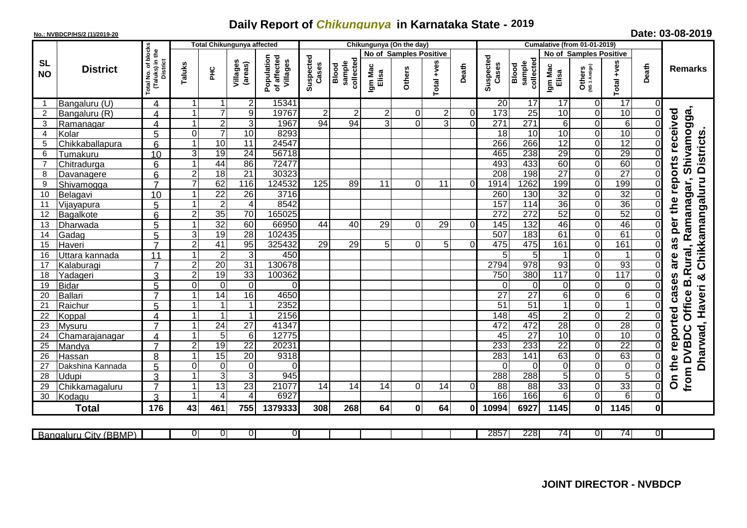# Daily Report of *Chikungunya* in Karnataka State - 2019

**No.: NVBDCP/HS/2 (1)/2019-20**

**Date: 03-08-2019**

| SL NO | District | Total No. of blocks (Taluks) in the District | Total Chikungunya affected | | | | Chikungunya (On the day) | | | | | | | Cumalative (from 01-01-2019) | | | | | | | Remarks |
|---|---|---|---|---|---|---|---|---|---|---|---|---|---|---|---|---|---|---|---|---|---|
| | | | Taluks | PHC | Villages (areas) | Population of affected Villages | Suspected Cases | Blood sample collected | No of Samples Positive | | | Death | Suspected Cases | Blood sample collected | No of Samples Positive | | | Death | |
| | | | | | | | | | Igm Mac Elisa | Others | Total +ves | | | | Igm Mac Elisa | Others (NS 1 Antign) | Total +ves | | |
| 1 | Bangaluru (U) | 4 | 1 | 1 | 2 | 15341 | | | | | | | 20 | 17 | 17 | 0 | 17 | 0 | On the reported cases are as per the reports received from DVBDC Office B.Rural, Ramanagar, Shivamogga, Dharwad, Haveri & Chikkamangaluru Districts. |
| 2 | Bangaluru (R) | 4 | 1 | 7 | 9 | 19767 | 2 | 2 | 2 | 0 | 2 | 0 | 173 | 25 | 10 | 0 | 10 | 0 | |
| 3 | Ramanagar | 4 | 1 | 2 | 3 | 1967 | 94 | 94 | 3 | 0 | 3 | 0 | 271 | 271 | 6 | 0 | 6 | 0 | |
| 4 | Kolar | 5 | 0 | 7 | 10 | 8293 | | | | | | | 18 | 10 | 10 | 0 | 10 | 0 | |
| 5 | Chikkaballapura | 6 | 1 | 10 | 11 | 24547 | | | | | | | 266 | 266 | 12 | 0 | 12 | 0 | |
| 6 | Tumakuru | 10 | 3 | 19 | 24 | 56718 | | | | | | | 465 | 238 | 29 | 0 | 29 | 0 | |
| 7 | Chitradurga | 6 | 1 | 44 | 86 | 72477 | | | | | | | 493 | 433 | 60 | 0 | 60 | 0 | |
| 8 | Davanagere | 6 | 2 | 18 | 21 | 30323 | | | | | | | 208 | 198 | 27 | 0 | 27 | 0 | |
| 9 | Shivamogga | 7 | 7 | 62 | 116 | 124532 | 125 | 89 | 11 | 0 | 11 | 0 | 1914 | 1262 | 199 | 0 | 199 | 0 | |
| 10 | Belagavi | 10 | 1 | 22 | 26 | 3716 | | | | | | | 260 | 130 | 32 | 0 | 32 | 0 | |
| 11 | Vijayapura | 5 | 1 | 2 | 4 | 8542 | | | | | | | 157 | 114 | 36 | 0 | 36 | 0 | |
| 12 | Bagalkote | 6 | 2 | 35 | 70 | 165025 | | | | | | | 272 | 272 | 52 | 0 | 52 | 0 | |
| 13 | Dharwada | 5 | 1 | 32 | 60 | 66950 | 44 | 40 | 29 | 0 | 29 | 0 | 145 | 132 | 46 | 0 | 46 | 0 | |
| 14 | Gadag | 5 | 3 | 19 | 28 | 102435 | | | | | | | 507 | 183 | 61 | 0 | 61 | 0 | |
| 15 | Haveri | 7 | 2 | 41 | 95 | 325432 | 29 | 29 | 5 | 0 | 5 | 0 | 475 | 475 | 161 | 0 | 161 | 0 | |
| 16 | Uttara kannada | 11 | 1 | 2 | 3 | 450 | | | | | | | 5 | 5 | 1 | 0 | 1 | 0 | |
| 17 | Kalaburagi | 7 | 2 | 20 | 31 | 130678 | | | | | | | 2794 | 978 | 93 | 0 | 93 | 0 | |
| 18 | Yadageri | 3 | 2 | 19 | 33 | 100362 | | | | | | | 750 | 380 | 117 | 0 | 117 | 0 | |
| 19 | Bidar | 5 | 0 | 0 | 0 | 0 | | | | | | | 0 | 0 | 0 | 0 | 0 | 0 | |
| 20 | Ballari | 7 | 1 | 14 | 16 | 4650 | | | | | | | 27 | 27 | 6 | 0 | 6 | 0 | |
| 21 | Raichur | 5 | 1 | 1 | 1 | 2352 | | | | | | | 51 | 51 | 1 | 0 | 1 | 0 | |
| 22 | Koppal | 4 | 1 | 1 | 1 | 2156 | | | | | | | 148 | 45 | 2 | 0 | 2 | 0 | |
| 23 | Mysuru | 7 | 1 | 24 | 27 | 41347 | | | | | | | 472 | 472 | 28 | 0 | 28 | 0 | |
| 24 | Chamarajanagar | 4 | 1 | 5 | 6 | 12775 | | | | | | | 45 | 27 | 10 | 0 | 10 | 0 | |
| 25 | Mandya | 7 | 2 | 19 | 22 | 20231 | | | | | | | 233 | 233 | 22 | 0 | 22 | 0 | |
| 26 | Hassan | 8 | 1 | 15 | 20 | 9318 | | | | | | | 283 | 141 | 63 | 0 | 63 | 0 | |
| 27 | Dakshina Kannada | 5 | 0 | 0 | 0 | 0 | | | | | | | 0 | 0 | 0 | 0 | 0 | 0 | |
| 28 | Udupi | 3 | 1 | 3 | 3 | 945 | | | | | | | 288 | 288 | 5 | 0 | 5 | 0 | |
| 29 | Chikkamagaluru | 7 | 1 | 13 | 23 | 21077 | 14 | 14 | 14 | 0 | 14 | 0 | 88 | 88 | 33 | 0 | 33 | 0 | |
| 30 | Kodagu | 3 | 1 | 4 | 4 | 6927 | | | | | | | 166 | 166 | 6 | 0 | 6 | 0 | |
| | **Total** | **176** | **43** | **461** | **755** | **1379333** | **308** | **268** | **64** | **0** | **64** | **0** | **10994** | **6927** | **1145** | **0** | **1145** | **0** | |
| | Bangaluru City (BBMP) | | 0 | 0 | 0 | 0 | | | | | | | 2857 | 228 | 74 | 0 | 74 | 0 | |

**JOINT DIRECTOR - NVBDCP**